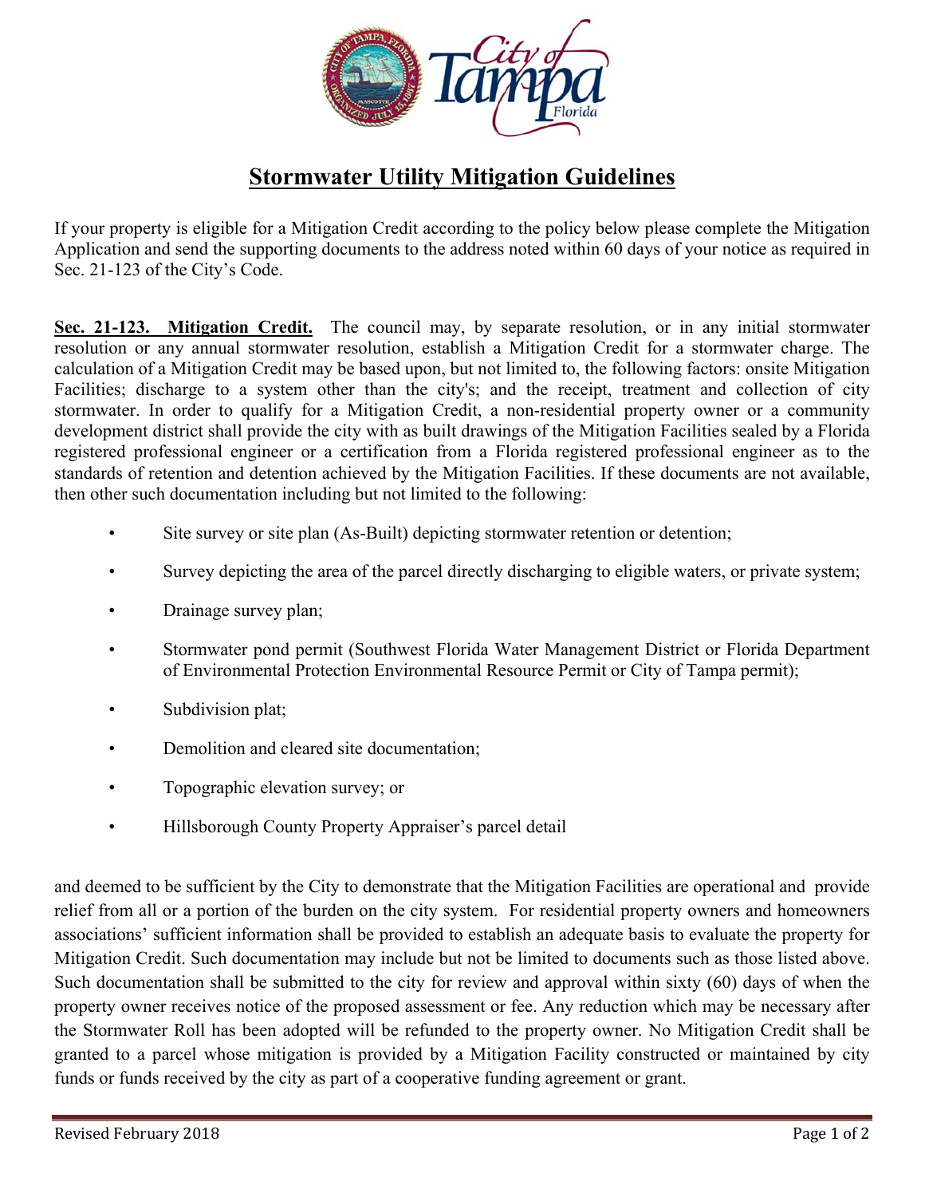# Stormwater Utility Mitigation Guidelines

If your property is eligible for a Mitigation Credit according to the policy below please complete the Mitigation Application and send the supporting documents to the address noted within 60 days of your notice as required in Sec. 21-123 of the City's Code.

**Sec. 21-123. Mitigation Credit.** The council may, by separate resolution, or in any initial stormwater resolution or any annual stormwater resolution, establish a Mitigation Credit for a stormwater charge. The calculation of a Mitigation Credit may be based upon, but not limited to, the following factors: onsite Mitigation Facilities; discharge to a system other than the city's; and the receipt, treatment and collection of city stormwater. In order to qualify for a Mitigation Credit, a non-residential property owner or a community development district shall provide the city with as built drawings of the Mitigation Facilities sealed by a Florida registered professional engineer or a certification from a Florida registered professional engineer as to the standards of retention and detention achieved by the Mitigation Facilities. If these documents are not available, then other such documentation including but not limited to the following:

- Site survey or site plan (As-Built) depicting stormwater retention or detention;
- Survey depicting the area of the parcel directly discharging to eligible waters, or private system;
- Drainage survey plan;
- Stormwater pond permit (Southwest Florida Water Management District or Florida Department of Environmental Protection Environmental Resource Permit or City of Tampa permit);
- Subdivision plat;
- Demolition and cleared site documentation;
- Topographic elevation survey; or
- Hillsborough County Property Appraiser's parcel detail

and deemed to be sufficient by the City to demonstrate that the Mitigation Facilities are operational and provide relief from all or a portion of the burden on the city system. For residential property owners and homeowners associations' sufficient information shall be provided to establish an adequate basis to evaluate the property for Mitigation Credit. Such documentation may include but not be limited to documents such as those listed above. Such documentation shall be submitted to the city for review and approval within sixty (60) days of when the property owner receives notice of the proposed assessment or fee. Any reduction which may be necessary after the Stormwater Roll has been adopted will be refunded to the property owner. No Mitigation Credit shall be granted to a parcel whose mitigation is provided by a Mitigation Facility constructed or maintained by city funds or funds received by the city as part of a cooperative funding agreement or grant.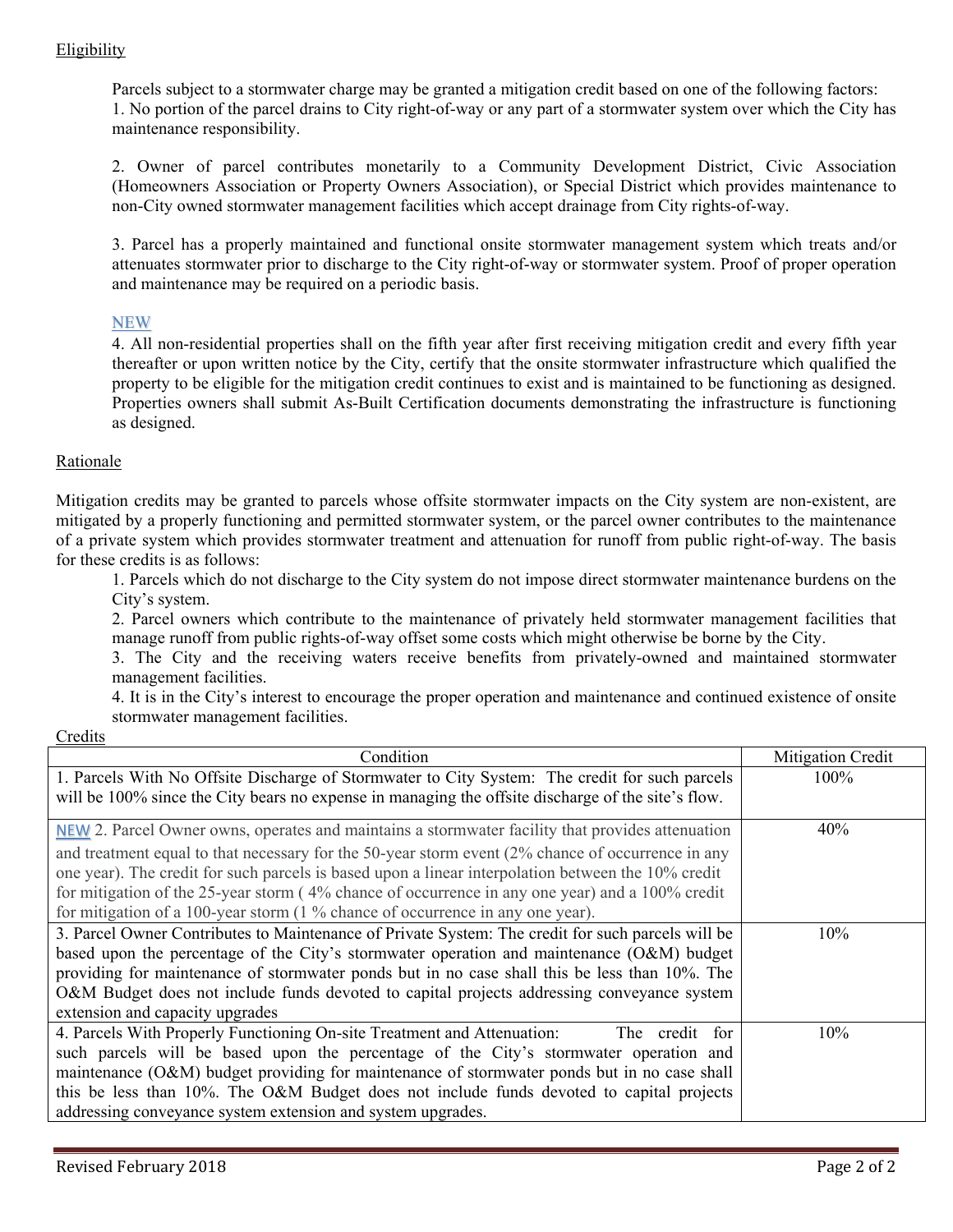## Eligibility

Parcels subject to a stormwater charge may be granted a mitigation credit based on one of the following factors:
1. No portion of the parcel drains to City right-of-way or any part of a stormwater system over which the City has maintenance responsibility.

2. Owner of parcel contributes monetarily to a Community Development District, Civic Association (Homeowners Association or Property Owners Association), or Special District which provides maintenance to non-City owned stormwater management facilities which accept drainage from City rights-of-way.

3. Parcel has a properly maintained and functional onsite stormwater management system which treats and/or attenuates stormwater prior to discharge to the City right-of-way or stormwater system. Proof of proper operation and maintenance may be required on a periodic basis.

NEW
4. All non-residential properties shall on the fifth year after first receiving mitigation credit and every fifth year thereafter or upon written notice by the City, certify that the onsite stormwater infrastructure which qualified the property to be eligible for the mitigation credit continues to exist and is maintained to be functioning as designed. Properties owners shall submit As-Built Certification documents demonstrating the infrastructure is functioning as designed.

## Rationale

Mitigation credits may be granted to parcels whose offsite stormwater impacts on the City system are non-existent, are mitigated by a properly functioning and permitted stormwater system, or the parcel owner contributes to the maintenance of a private system which provides stormwater treatment and attenuation for runoff from public right-of-way. The basis for these credits is as follows:

1. Parcels which do not discharge to the City system do not impose direct stormwater maintenance burdens on the City's system.
2. Parcel owners which contribute to the maintenance of privately held stormwater management facilities that manage runoff from public rights-of-way offset some costs which might otherwise be borne by the City.
3. The City and the receiving waters receive benefits from privately-owned and maintained stormwater management facilities.
4. It is in the City's interest to encourage the proper operation and maintenance and continued existence of onsite stormwater management facilities.

## Credits

| Condition | Mitigation Credit |
|---|---|
| 1. Parcels With No Offsite Discharge of Stormwater to City System: The credit for such parcels will be 100% since the City bears no expense in managing the offsite discharge of the site's flow. | 100% |
| NEW 2. Parcel Owner owns, operates and maintains a stormwater facility that provides attenuation and treatment equal to that necessary for the 50-year storm event (2% chance of occurrence in any one year). The credit for such parcels is based upon a linear interpolation between the 10% credit for mitigation of the 25-year storm ( 4% chance of occurrence in any one year) and a 100% credit for mitigation of a 100-year storm (1 % chance of occurrence in any one year). | 40% |
| 3. Parcel Owner Contributes to Maintenance of Private System: The credit for such parcels will be based upon the percentage of the City's stormwater operation and maintenance (O&M) budget providing for maintenance of stormwater ponds but in no case shall this be less than 10%. The O&M Budget does not include funds devoted to capital projects addressing conveyance system extension and capacity upgrades | 10% |
| 4. Parcels With Properly Functioning On-site Treatment and Attenuation: The credit for such parcels will be based upon the percentage of the City's stormwater operation and maintenance (O&M) budget providing for maintenance of stormwater ponds but in no case shall this be less than 10%. The O&M Budget does not include funds devoted to capital projects addressing conveyance system extension and system upgrades. | 10% |

Revised February 2018